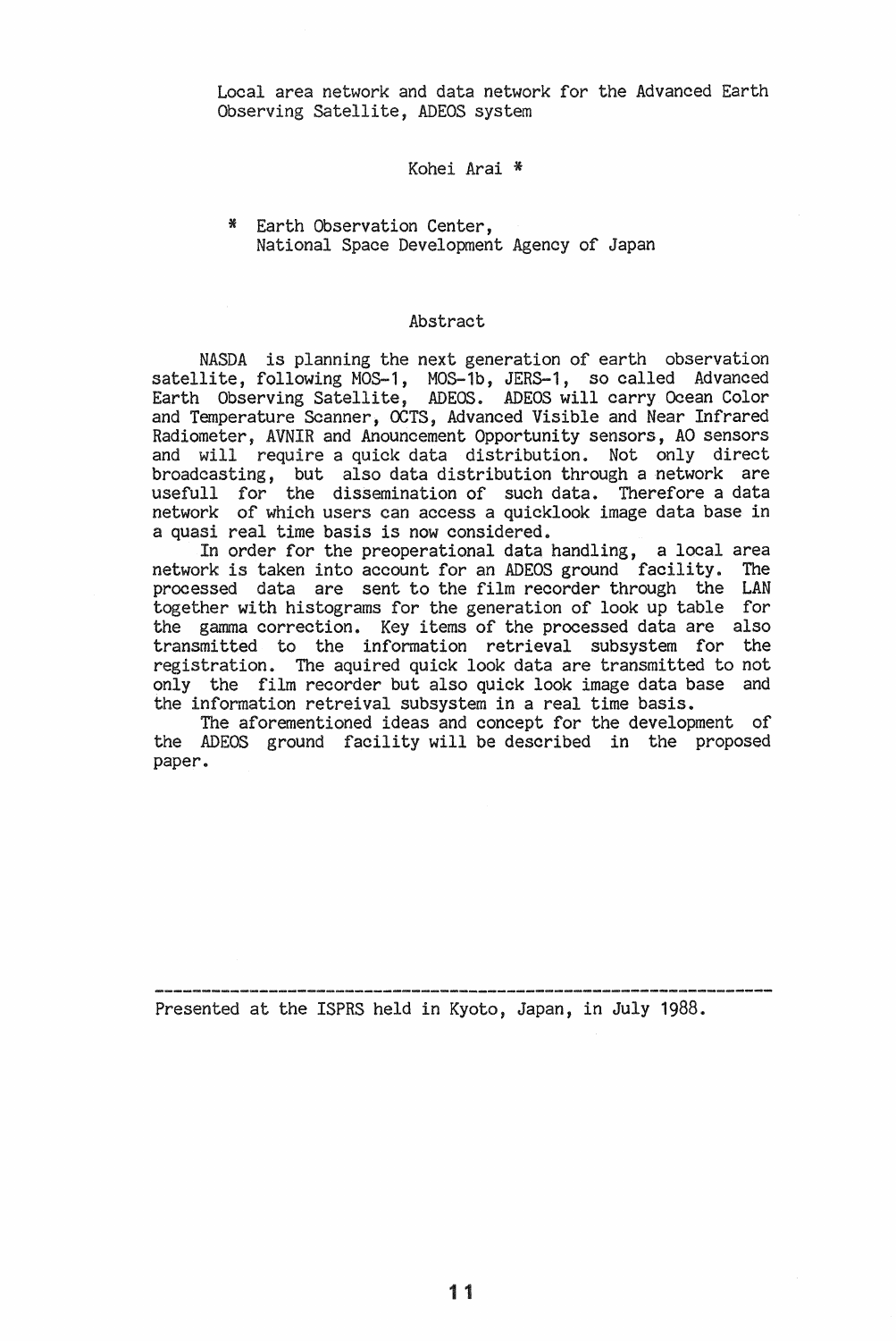# Local area network and data network for the Advanced Earth Observing Satellite, ADEOS system

Kohei Arai *

\* Earth Observation Center,
National Space Development Agency of Japan

## Abstract

NASDA is planning the next generation of earth observation satellite, following MOS-1, MOS-1b, JERS-1, so called Advanced Earth Observing Satellite, ADEOS. ADEOS will carry Ocean Color and Temperature Scanner, OCTS, Advanced Visible and Near Infrared Radiometer, AVNIR and Anouncement Opportunity sensors, AO sensors and will require a quick data distribution. Not only direct broadcasting, but also data distribution through a network are usefull for the dissemination of such data. Therefore a data network of which users can access a quicklook image data base in a quasi real time basis is now considered.

In order for the preoperational data handling, a local area network is taken into account for an ADEOS ground facility. The processed data are sent to the film recorder through the LAN together with histograms for the generation of look up table for the gamma correction. Key items of the processed data are also transmitted to the information retrieval subsystem for the registration. The aquired quick look data are transmitted to not only the film recorder but also quick look image data base and the information retreival subsystem in a real time basis.

The aforementioned ideas and concept for the development of the ADEOS ground facility will be described in the proposed paper.

---

Presented at the ISPRS held in Kyoto, Japan, in July 1988.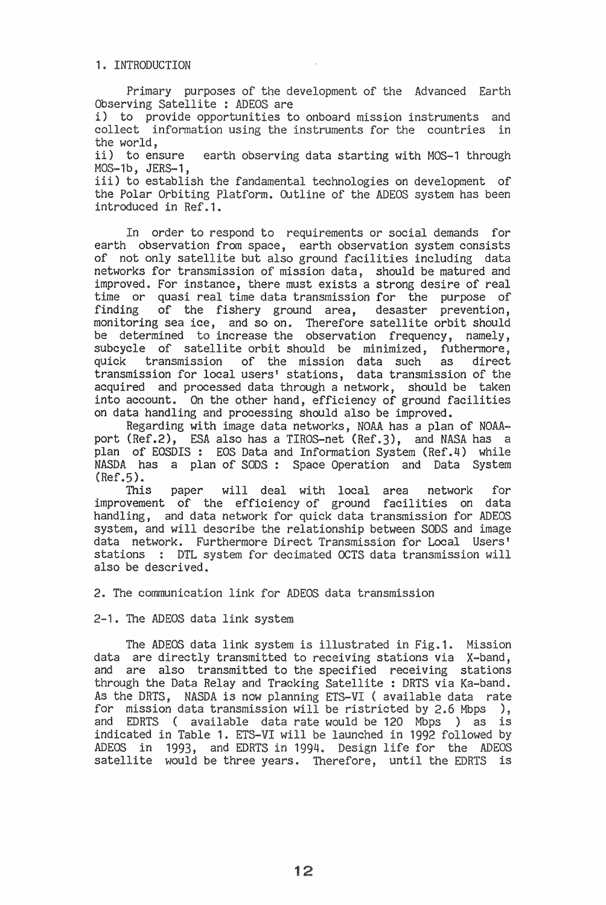## 1. INTRODUCTION

Primary purposes of the development of the Advanced Earth Observing Satellite : ADEOS are

i) to provide opportunities to onboard mission instruments and collect information using the instruments for the countries in the world,

ii) to ensure earth observing data starting with MOS-1 through MOS-1b, JERS-1,

iii) to establish the fandamental technologies on development of the Polar Orbiting Platform. Outline of the ADEOS system has been introduced in Ref.1.

In order to respond to requirements or social demands for earth observation from space, earth observation system consists of not only satellite but also ground facilities including data networks for transmission of mission data, should be matured and improved. For instance, there must exists a strong desire of real time or quasi real time data transmission for the purpose of finding of the fishery ground area, desaster prevention, monitoring sea ice, and so on. Therefore satellite orbit should be determined to increase the observation frequency, namely, subcycle of satellite orbit should be minimized, futhermore, quick transmission of the mission data such as direct transmission for local users' stations, data transmission of the acquired and processed data through a network, should be taken into account. On the other hand, efficiency of ground facilities on data handling and processing should also be improved.

Regarding with image data networks, NOAA has a plan of NOAA-port (Ref.2), ESA also has a TIROS-net (Ref.3), and NASA has a plan of EOSDIS : EOS Data and Information System (Ref.4) while NASDA has a plan of SODS : Space Operation and Data System (Ref.5).

This paper will deal with local area network for improvement of the efficiency of ground facilities on data handling, and data network for quick data transmission for ADEOS system, and will describe the relationship between SODS and image data network. Furthermore Direct Transmission for Local Users' stations : DTL system for decimated OCTS data transmission will also be descrived.

## 2. The communication link for ADEOS data transmission

### 2-1. The ADEOS data link system

The ADEOS data link system is illustrated in Fig.1. Mission data are directly transmitted to receiving stations via X-band, and are also transmitted to the specified receiving stations through the Data Relay and Tracking Satellite : DRTS via Ka-band. As the DRTS, NASDA is now planning ETS-VI ( available data rate for mission data transmission will be ristricted by 2.6 Mbps ), and EDRTS ( available data rate would be 120 Mbps ) as is indicated in Table 1. ETS-VI will be launched in 1992 followed by ADEOS in 1993, and EDRTS in 1994. Design life for the ADEOS satellite would be three years. Therefore, until the EDRTS is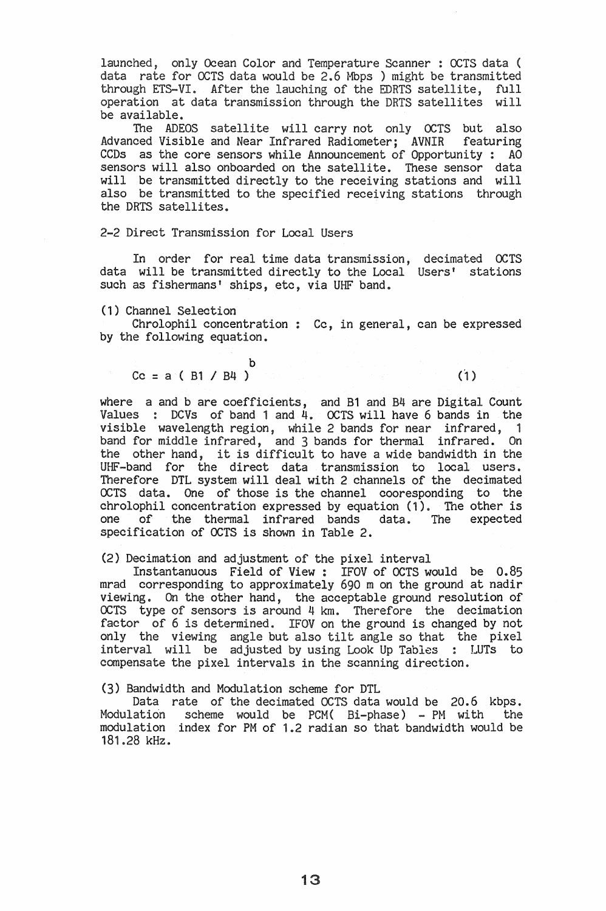launched, only Ocean Color and Temperature Scanner : OCTS data ( data rate for OCTS data would be 2.6 Mbps ) might be transmitted through ETS-VI. After the lauching of the EDRTS satellite, full operation at data transmission through the DRTS satellites will be available.

The ADEOS satellite will carry not only OCTS but also Advanced Visible and Near Infrared Radiometer; AVNIR featuring CCDs as the core sensors while Announcement of Opportunity : AO sensors will also onboarded on the satellite. These sensor data will be transmitted directly to the receiving stations and will also be transmitted to the specified receiving stations through the DRTS satellites.

## 2-2 Direct Transmission for Local Users

In order for real time data transmission, decimated OCTS data will be transmitted directly to the Local Users' stations such as fishermans' ships, etc, via UHF band.

### (1) Channel Selection

Chrolophil concentration : Cc, in general, can be expressed by the following equation.

$$Cc = a\,(B1 / B4)^{b} \qquad (1)$$

where a and b are coefficients, and B1 and B4 are Digital Count Values : DCVs of band 1 and 4. OCTS will have 6 bands in the visible wavelength region, while 2 bands for near infrared, 1 band for middle infrared, and 3 bands for thermal infrared. On the other hand, it is difficult to have a wide bandwidth in the UHF-band for the direct data transmission to local users. Therefore DTL system will deal with 2 channels of the decimated OCTS data. One of those is the channel cooresponding to the chrolophil concentration expressed by equation (1). The other is one of the thermal infrared bands data. The expected specification of OCTS is shown in Table 2.

### (2) Decimation and adjustment of the pixel interval

Instantanuous Field of View : IFOV of OCTS would be 0.85 mrad corresponding to approximately 690 m on the ground at nadir viewing. On the other hand, the acceptable ground resolution of OCTS type of sensors is around 4 km. Therefore the decimation factor of 6 is determined. IFOV on the ground is changed by not only the viewing angle but also tilt angle so that the pixel interval will be adjusted by using Look Up Tables : LUTs to compensate the pixel intervals in the scanning direction.

### (3) Bandwidth and Modulation scheme for DTL

Data rate of the decimated OCTS data would be 20.6 kbps. Modulation scheme would be PCM( Bi-phase) - PM with the modulation index for PM of 1.2 radian so that bandwidth would be 181.28 kHz.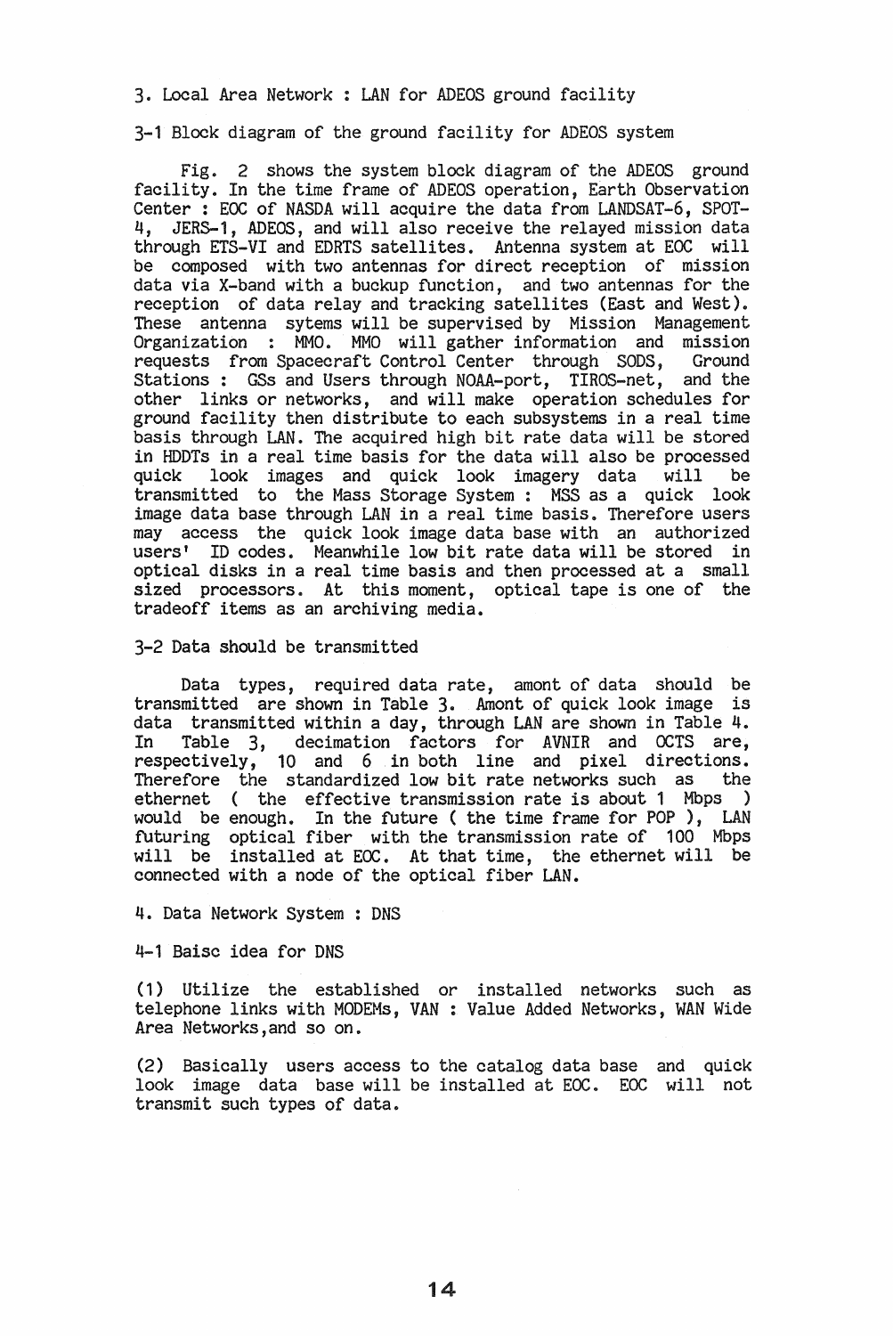## 3. Local Area Network : LAN for ADEOS ground facility

### 3-1 Block diagram of the ground facility for ADEOS system

Fig. 2 shows the system block diagram of the ADEOS ground facility. In the time frame of ADEOS operation, Earth Observation Center : EOC of NASDA will acquire the data from LANDSAT-6, SPOT-4, JERS-1, ADEOS, and will also receive the relayed mission data through ETS-VI and EDRTS satellites. Antenna system at EOC will be composed with two antennas for direct reception of mission data via X-band with a buckup function, and two antennas for the reception of data relay and tracking satellites (East and West). These antenna sytems will be supervised by Mission Management Organization : MMO. MMO will gather information and mission requests from Spacecraft Control Center through SODS, Ground Stations : GSs and Users through NOAA-port, TIROS-net, and the other links or networks, and will make operation schedules for ground facility then distribute to each subsystems in a real time basis through LAN. The acquired high bit rate data will be stored in HDDTs in a real time basis for the data will also be processed quick look images and quick look imagery data will be transmitted to the Mass Storage System : MSS as a quick look image data base through LAN in a real time basis. Therefore users may access the quick look image data base with an authorized users' ID codes. Meanwhile low bit rate data will be stored in optical disks in a real time basis and then processed at a small sized processors. At this moment, optical tape is one of the tradeoff items as an archiving media.

### 3-2 Data should be transmitted

Data types, required data rate, amont of data should be transmitted are shown in Table 3. Amont of quick look image is data transmitted within a day, through LAN are shown in Table 4. In Table 3, decimation factors for AVNIR and OCTS are, respectively, 10 and 6 in both line and pixel directions. Therefore the standardized low bit rate networks such as the ethernet ( the effective transmission rate is about 1 Mbps ) would be enough. In the future ( the time frame for POP ), LAN futuring optical fiber with the transmission rate of 100 Mbps will be installed at EOC. At that time, the ethernet will be connected with a node of the optical fiber LAN.

## 4. Data Network System : DNS

### 4-1 Baisc idea for DNS

(1) Utilize the established or installed networks such as telephone links with MODEMs, VAN : Value Added Networks, WAN Wide Area Networks,and so on.

(2) Basically users access to the catalog data base and quick look image data base will be installed at EOC. EOC will not transmit such types of data.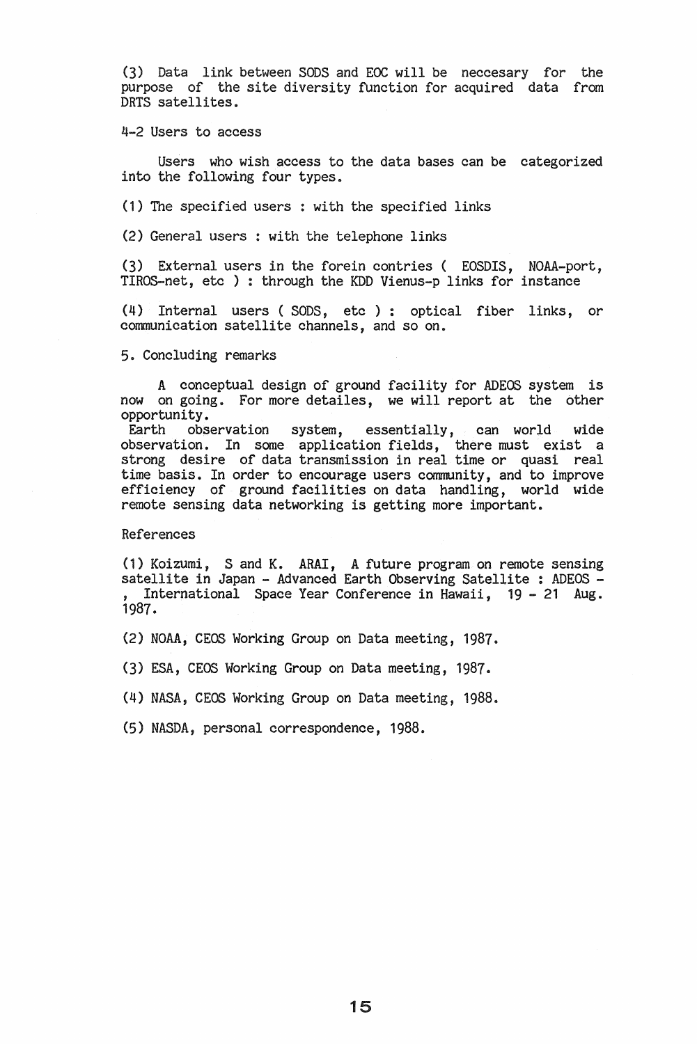(3) Data link between SODS and EOC will be neccesary for the purpose of the site diversity function for acquired data from DRTS satellites.

4-2 Users to access

Users who wish access to the data bases can be categorized into the following four types.

(1) The specified users : with the specified links

(2) General users : with the telephone links

(3) External users in the forein contries ( EOSDIS, NOAA-port, TIROS-net, etc ) : through the KDD Vienus-p links for instance

(4) Internal users ( SODS, etc ) : optical fiber links, or communication satellite channels, and so on.

## 5. Concluding remarks

A conceptual design of ground facility for ADEOS system is now on going. For more detailes, we will report at the other opportunity.

Earth observation system, essentially, can world wide observation. In some application fields, there must exist a strong desire of data transmission in real time or quasi real time basis. In order to encourage users community, and to improve efficiency of ground facilities on data handling, world wide remote sensing data networking is getting more important.

## References

(1) Koizumi, S and K. ARAI, A future program on remote sensing satellite in Japan - Advanced Earth Observing Satellite : ADEOS - , International Space Year Conference in Hawaii, 19 - 21 Aug. 1987.

(2) NOAA, CEOS Working Group on Data meeting, 1987.

(3) ESA, CEOS Working Group on Data meeting, 1987.

(4) NASA, CEOS Working Group on Data meeting, 1988.

(5) NASDA, personal correspondence, 1988.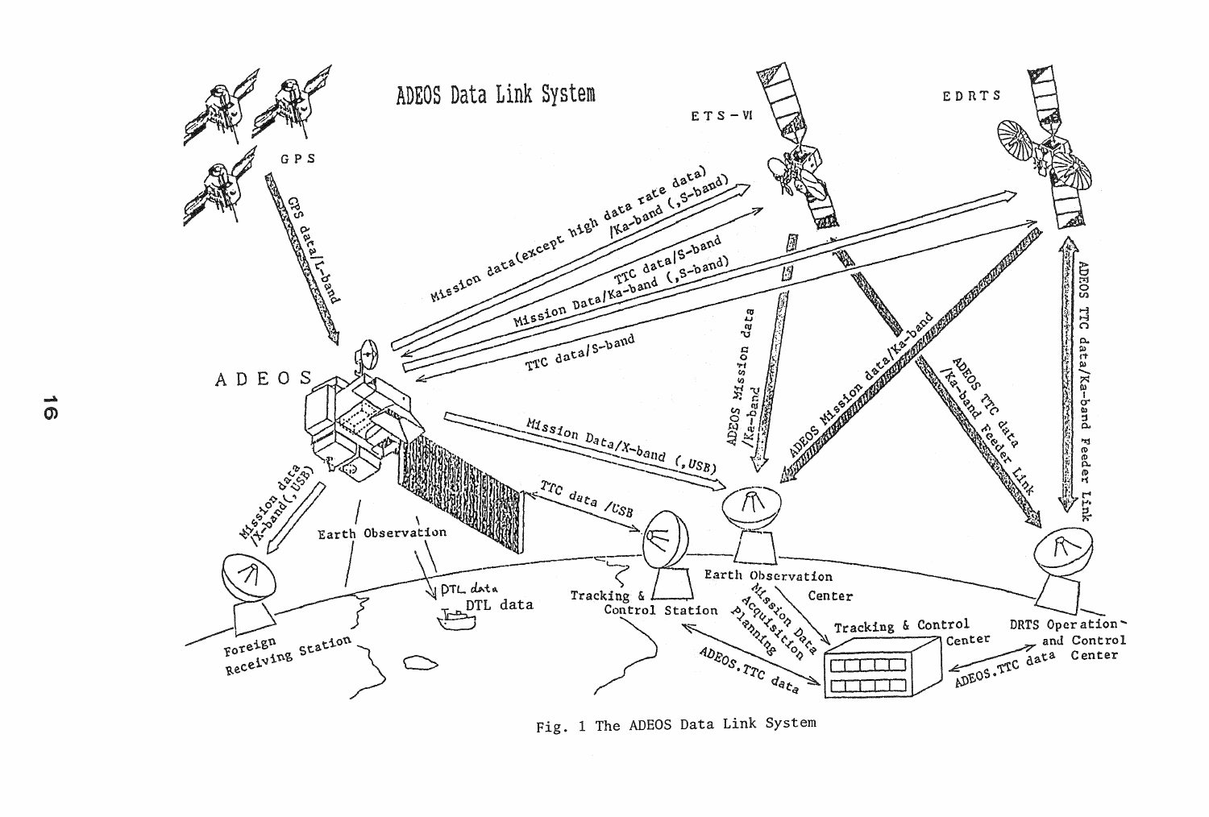Fig. 1 The ADEOS Data Link System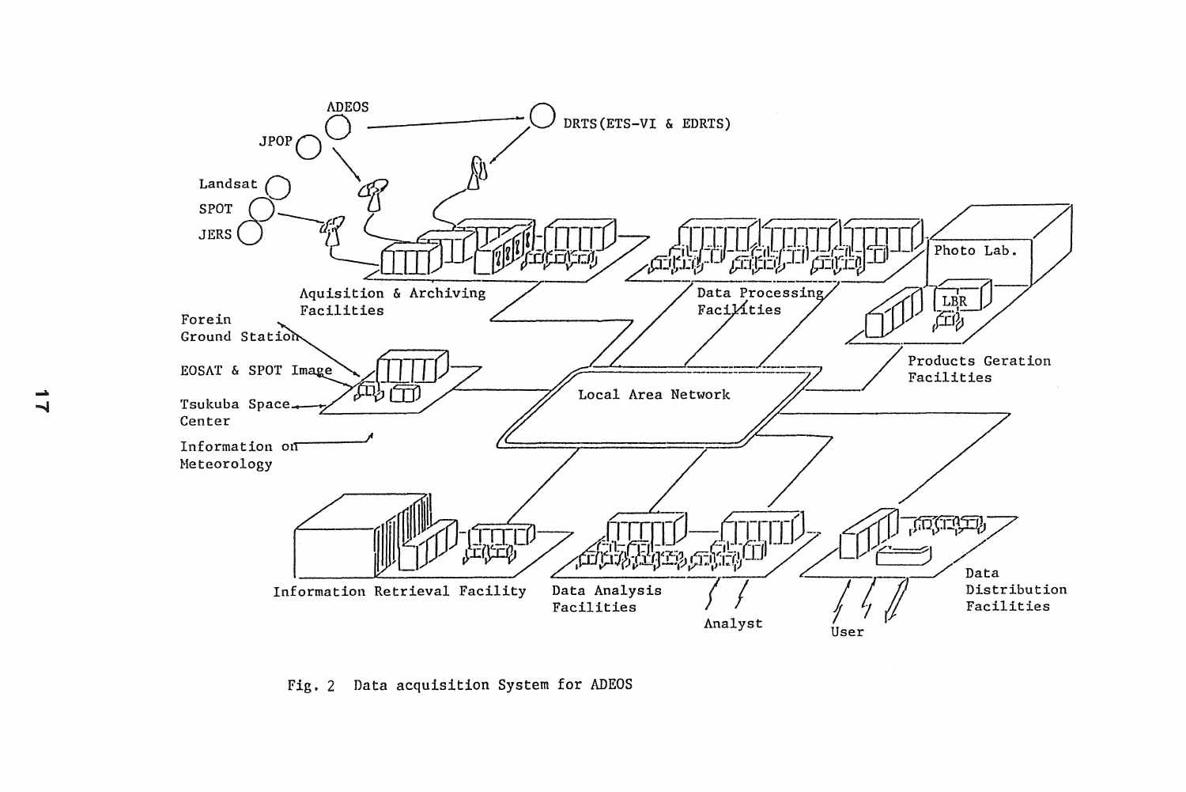ADEOS

DRTS(ETS-VI & EDRTS)

JPOP

Landsat

SPOT

JERS

Aquisition & Archiving Facilities

Data Processing Facilities

Photo Lab.

LBR

Products Geration Facilities

Forein Ground Station

EOSAT & SPOT Image

Tsukuba Space Center

Information on Meteorology

Local Area Network

Information Retrieval Facility

Data Analysis Facilities

Analyst

User

Data Distribution Facilities

Fig. 2 Data acquisition System for ADEOS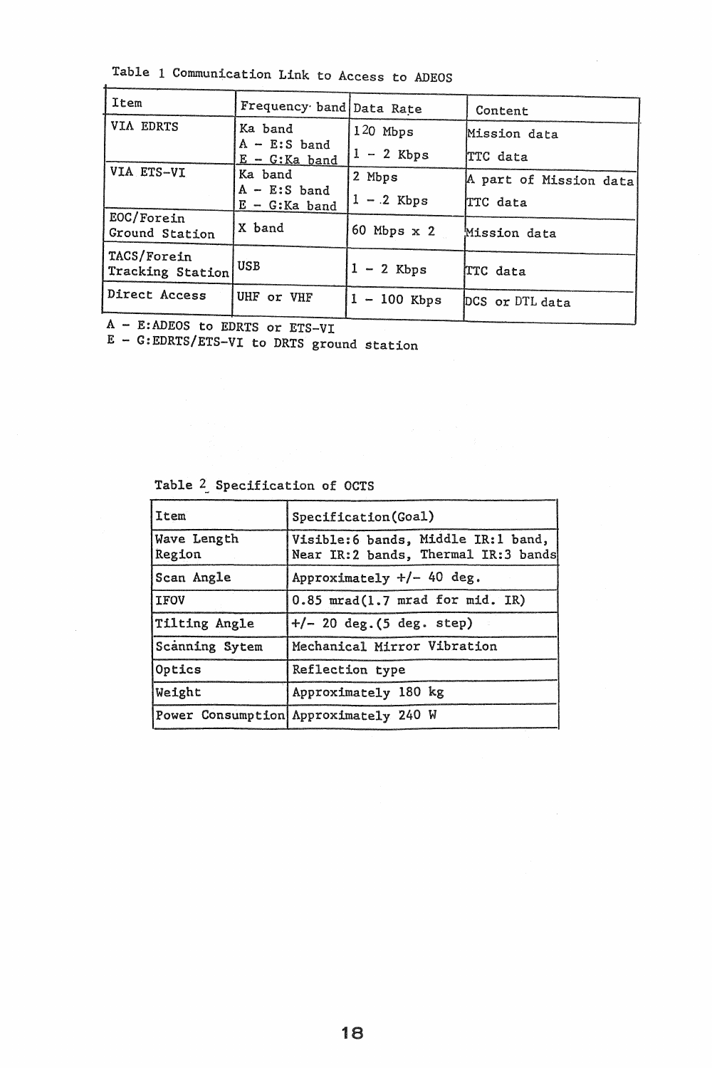Table 1 Communication Link to Access to ADEOS

| Item | Frequency band | Data Rate | Content |
|---|---|---|---|
| VIA EDRTS | Ka band<br>A - E:S band<br>E - G:Ka band | 120 Mbps<br>1 - 2 Kbps | Mission data<br>TTC data |
| VIA ETS-VI | Ka band<br>A - E:S band<br>E - G:Ka band | 2 Mbps<br>1 - 2 Kbps | A part of Mission data<br>TTC data |
| EOC/Forein Ground Station | X band | 60 Mbps x 2 | Mission data |
| TACS/Forein Tracking Station | USB | 1 - 2 Kbps | TTC data |
| Direct Access | UHF or VHF | 1 - 100 Kbps | DCS or DTL data |

A - E:ADEOS to EDRTS or ETS-VI
E - G:EDRTS/ETS-VI to DRTS ground station

Table 2 Specification of OCTS

| Item | Specification(Goal) |
|---|---|
| Wave Length Region | Visible:6 bands, Middle IR:1 band, Near IR:2 bands, Thermal IR:3 bands |
| Scan Angle | Approximately +/- 40 deg. |
| IFOV | 0.85 mrad(1.7 mrad for mid. IR) |
| Tilting Angle | +/- 20 deg.(5 deg. step) |
| Scanning Sytem | Mechanical Mirror Vibration |
| Optics | Reflection type |
| Weight | Approximately 180 kg |
| Power Consumption | Approximately 240 W |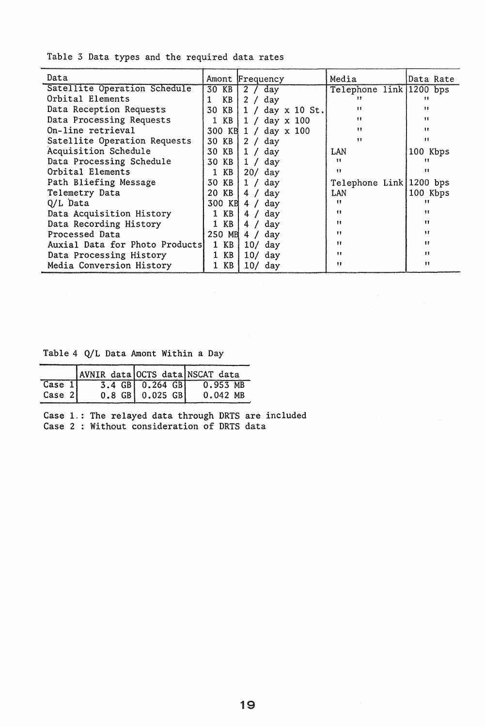Table 3 Data types and the required data rates

| Data | Amont | Frequency | Media | Data Rate |
|---|---|---|---|---|
| Satellite Operation Schedule | 30 KB | 2 / day | Telephone link | 1200 bps |
| Orbital Elements | 1 KB | 2 / day | " | " |
| Data Reception Requests | 30 KB | 1 / day x 10 St. | " | " |
| Data Processing Requests | 1 KB | 1 / day x 100 | " | " |
| On-line retrieval | 300 KB | 1 / day x 100 | " | " |
| Satellite Operation Requests | 30 KB | 2 / day | " | " |
| Acquisition Schedule | 30 KB | 1 / day | LAN | 100 Kbps |
| Data Processing Schedule | 30 KB | 1 / day | " | " |
| Orbital Elements | 1 KB | 20/ day | " | " |
| Path Bliefing Message | 30 KB | 1 / day | Telephone Link | 1200 bps |
| Telemetry Data | 20 KB | 4 / day | LAN | 100 Kbps |
| Q/L Data | 300 KB | 4 / day | " | " |
| Data Acquisition History | 1 KB | 4 / day | " | " |
| Data Recording History | 1 KB | 4 / day | " | " |
| Processed Data | 250 MB | 4 / day | " | " |
| Auxial Data for Photo Products | 1 KB | 10/ day | " | " |
| Data Processing History | 1 KB | 10/ day | " | " |
| Media Conversion History | 1 KB | 10/ day | " | " |

Table 4 Q/L Data Amont Within a Day

| | AVNIR data | OCTS data | NSCAT data |
|---|---|---|---|
| Case 1 | 3.4 GB | 0.264 GB | 0.953 MB |
| Case 2 | 0.8 GB | 0.025 GB | 0.042 MB |

Case 1.: The relayed data through DRTS are included
Case 2 : Without consideration of DRTS data